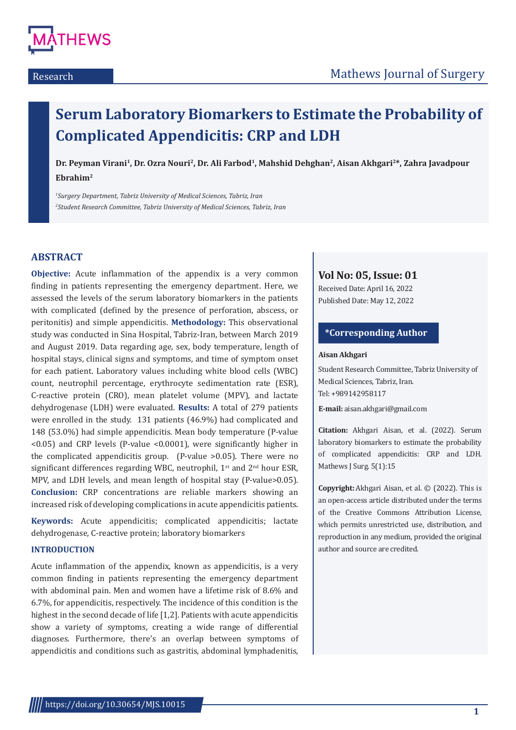Research

# Serum Laboratory Biomarkers to Estimate the Probability of Complicated Appendicitis: CRP and LDH

**Dr. Peyman Virani[1], Dr. Ozra Nouri[2], Dr. Ali Farbod[1], Mahshid Dehghan[2], Aisan Akhgari[2]*, Zahra Javadpour Ebrahim[2]**

*[1]Surgery Department, Tabriz University of Medical Sciences, Tabriz, Iran*
*[2]Student Research Committee, Tabriz University of Medical Sciences, Tabriz, Iran*

## ABSTRACT

**Objective:** Acute inflammation of the appendix is a very common finding in patients representing the emergency department. Here, we assessed the levels of the serum laboratory biomarkers in the patients with complicated (defined by the presence of perforation, abscess, or peritonitis) and simple appendicitis. **Methodology:** This observational study was conducted in Sina Hospital, Tabriz-Iran, between March 2019 and August 2019. Data regarding age, sex, body temperature, length of hospital stays, clinical signs and symptoms, and time of symptom onset for each patient. Laboratory values including white blood cells (WBC) count, neutrophil percentage, erythrocyte sedimentation rate (ESR), C-reactive protein (CRO), mean platelet volume (MPV), and lactate dehydrogenase (LDH) were evaluated. **Results:** A total of 279 patients were enrolled in the study. 131 patients (46.9%) had complicated and 148 (53.0%) had simple appendicitis. Mean body temperature (P-value <0.05) and CRP levels (P-value <0.0001), were significantly higher in the complicated appendicitis group. (P-value >0.05). There were no significant differences regarding WBC, neutrophil, 1st and 2nd hour ESR, MPV, and LDH levels, and mean length of hospital stay (P-value>0.05). **Conclusion:** CRP concentrations are reliable markers showing an increased risk of developing complications in acute appendicitis patients.

**Keywords:** Acute appendicitis; complicated appendicitis; lactate dehydrogenase, C-reactive protein; laboratory biomarkers

## INTRODUCTION

Acute inflammation of the appendix, known as appendicitis, is a very common finding in patients representing the emergency department with abdominal pain. Men and women have a lifetime risk of 8.6% and 6.7%, for appendicitis, respectively. The incidence of this condition is the highest in the second decade of life [1,2]. Patients with acute appendicitis show a variety of symptoms, creating a wide range of differential diagnoses. Furthermore, there's an overlap between symptoms of appendicitis and conditions such as gastritis, abdominal lymphadenitis,

**Vol No: 05, Issue: 01**
Received Date: April 16, 2022
Published Date: May 12, 2022

**\*Corresponding Author**

**Aisan Akhgari**

Student Research Committee, Tabriz University of Medical Sciences, Tabriz, Iran.
Tel: +989142958117

**E-mail:** aisan.akhgari@gmail.com

**Citation:** Akhgari Aisan, et al. (2022). Serum laboratory biomarkers to estimate the probability of complicated appendicitis: CRP and LDH. Mathews J Surg. 5(1):15

**Copyright:** Akhgari Aisan, et al. © (2022). This is an open-access article distributed under the terms of the Creative Commons Attribution License, which permits unrestricted use, distribution, and reproduction in any medium, provided the original author and source are credited.

https://doi.org/10.30654/MJS.10015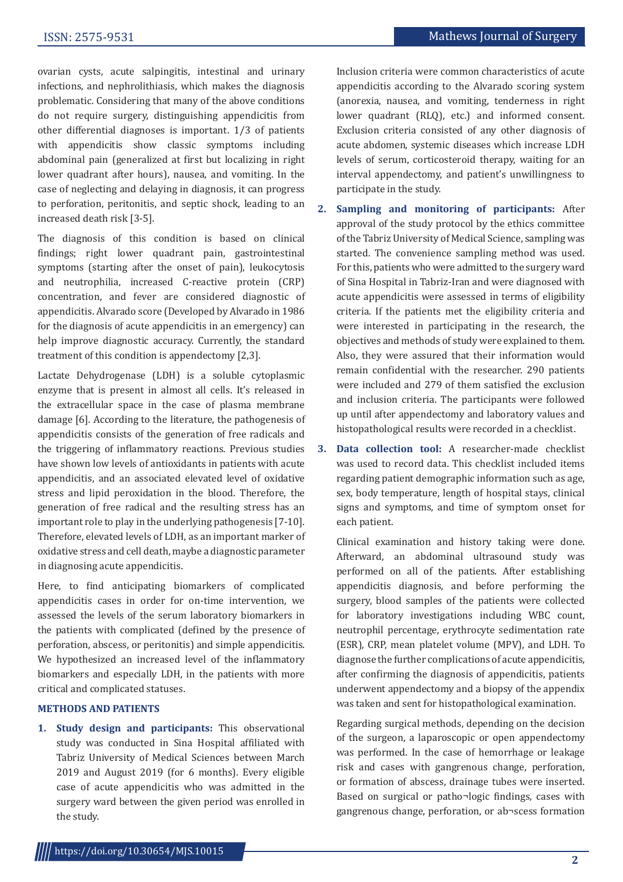ovarian cysts, acute salpingitis, intestinal and urinary infections, and nephrolithiasis, which makes the diagnosis problematic. Considering that many of the above conditions do not require surgery, distinguishing appendicitis from other differential diagnoses is important. 1/3 of patients with appendicitis show classic symptoms including abdominal pain (generalized at first but localizing in right lower quadrant after hours), nausea, and vomiting. In the case of neglecting and delaying in diagnosis, it can progress to perforation, peritonitis, and septic shock, leading to an increased death risk [3-5].

The diagnosis of this condition is based on clinical findings; right lower quadrant pain, gastrointestinal symptoms (starting after the onset of pain), leukocytosis and neutrophilia, increased C-reactive protein (CRP) concentration, and fever are considered diagnostic of appendicitis. Alvarado score (Developed by Alvarado in 1986 for the diagnosis of acute appendicitis in an emergency) can help improve diagnostic accuracy. Currently, the standard treatment of this condition is appendectomy [2,3].

Lactate Dehydrogenase (LDH) is a soluble cytoplasmic enzyme that is present in almost all cells. It's released in the extracellular space in the case of plasma membrane damage [6]. According to the literature, the pathogenesis of appendicitis consists of the generation of free radicals and the triggering of inflammatory reactions. Previous studies have shown low levels of antioxidants in patients with acute appendicitis, and an associated elevated level of oxidative stress and lipid peroxidation in the blood. Therefore, the generation of free radical and the resulting stress has an important role to play in the underlying pathogenesis [7-10]. Therefore, elevated levels of LDH, as an important marker of oxidative stress and cell death, maybe a diagnostic parameter in diagnosing acute appendicitis.

Here, to find anticipating biomarkers of complicated appendicitis cases in order for on-time intervention, we assessed the levels of the serum laboratory biomarkers in the patients with complicated (defined by the presence of perforation, abscess, or peritonitis) and simple appendicitis. We hypothesized an increased level of the inflammatory biomarkers and especially LDH, in the patients with more critical and complicated statuses.

## METHODS AND PATIENTS

1. **Study design and participants:** This observational study was conducted in Sina Hospital affiliated with Tabriz University of Medical Sciences between March 2019 and August 2019 (for 6 months). Every eligible case of acute appendicitis who was admitted in the surgery ward between the given period was enrolled in the study.

   Inclusion criteria were common characteristics of acute appendicitis according to the Alvarado scoring system (anorexia, nausea, and vomiting, tenderness in right lower quadrant (RLQ), etc.) and informed consent. Exclusion criteria consisted of any other diagnosis of acute abdomen, systemic diseases which increase LDH levels of serum, corticosteroid therapy, waiting for an interval appendectomy, and patient's unwillingness to participate in the study.

2. **Sampling and monitoring of participants:** After approval of the study protocol by the ethics committee of the Tabriz University of Medical Science, sampling was started. The convenience sampling method was used. For this, patients who were admitted to the surgery ward of Sina Hospital in Tabriz-Iran and were diagnosed with acute appendicitis were assessed in terms of eligibility criteria. If the patients met the eligibility criteria and were interested in participating in the research, the objectives and methods of study were explained to them. Also, they were assured that their information would remain confidential with the researcher. 290 patients were included and 279 of them satisfied the exclusion and inclusion criteria. The participants were followed up until after appendectomy and laboratory values and histopathological results were recorded in a checklist.

3. **Data collection tool:** A researcher-made checklist was used to record data. This checklist included items regarding patient demographic information such as age, sex, body temperature, length of hospital stays, clinical signs and symptoms, and time of symptom onset for each patient.

   Clinical examination and history taking were done. Afterward, an abdominal ultrasound study was performed on all of the patients. After establishing appendicitis diagnosis, and before performing the surgery, blood samples of the patients were collected for laboratory investigations including WBC count, neutrophil percentage, erythrocyte sedimentation rate (ESR), CRP, mean platelet volume (MPV), and LDH. To diagnose the further complications of acute appendicitis, after confirming the diagnosis of appendicitis, patients underwent appendectomy and a biopsy of the appendix was taken and sent for histopathological examination.

   Regarding surgical methods, depending on the decision of the surgeon, a laparoscopic or open appendectomy was performed. In the case of hemorrhage or leakage risk and cases with gangrenous change, perforation, or formation of abscess, drainage tubes were inserted. Based on surgical or patho¬logic findings, cases with gangrenous change, perforation, or ab¬scess formation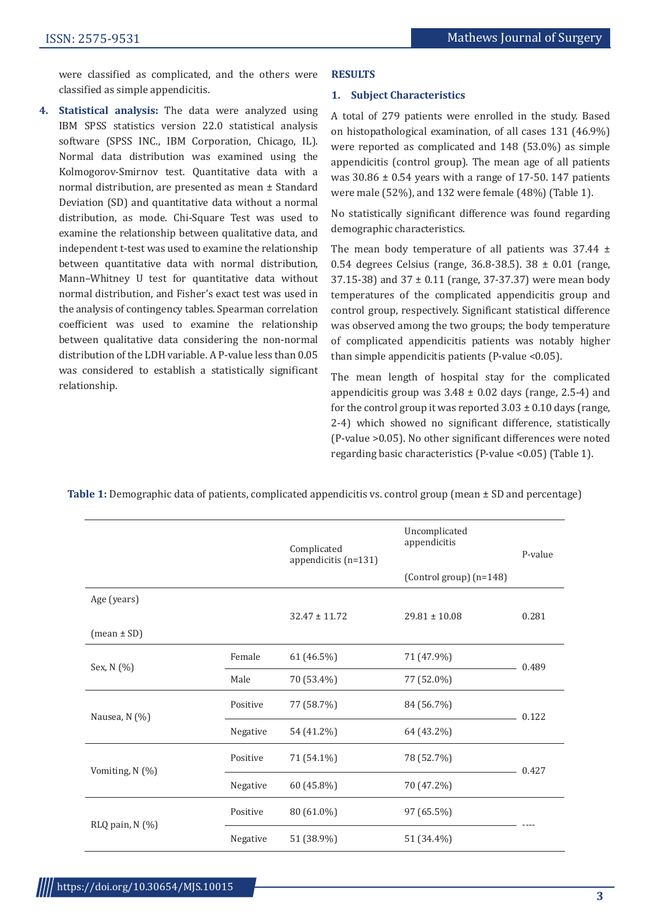were classified as complicated, and the others were classified as simple appendicitis.

4. **Statistical analysis:** The data were analyzed using IBM SPSS statistics version 22.0 statistical analysis software (SPSS INC., IBM Corporation, Chicago, IL). Normal data distribution was examined using the Kolmogorov-Smirnov test. Quantitative data with a normal distribution, are presented as mean ± Standard Deviation (SD) and quantitative data without a normal distribution, as mode. Chi-Square Test was used to examine the relationship between qualitative data, and independent t-test was used to examine the relationship between quantitative data with normal distribution, Mann–Whitney U test for quantitative data without normal distribution, and Fisher's exact test was used in the analysis of contingency tables. Spearman correlation coefficient was used to examine the relationship between qualitative data considering the non-normal distribution of the LDH variable. A P-value less than 0.05 was considered to establish a statistically significant relationship.

## RESULTS

### 1. Subject Characteristics

A total of 279 patients were enrolled in the study. Based on histopathological examination, of all cases 131 (46.9%) were reported as complicated and 148 (53.0%) as simple appendicitis (control group). The mean age of all patients was 30.86 ± 0.54 years with a range of 17-50. 147 patients were male (52%), and 132 were female (48%) (Table 1).

No statistically significant difference was found regarding demographic characteristics.

The mean body temperature of all patients was 37.44 ± 0.54 degrees Celsius (range, 36.8-38.5). 38 ± 0.01 (range, 37.15-38) and 37 ± 0.11 (range, 37-37.37) were mean body temperatures of the complicated appendicitis group and control group, respectively. Significant statistical difference was observed among the two groups; the body temperature of complicated appendicitis patients was notably higher than simple appendicitis patients (P-value <0.05).

The mean length of hospital stay for the complicated appendicitis group was 3.48 ± 0.02 days (range, 2.5-4) and for the control group it was reported 3.03 ± 0.10 days (range, 2-4) which showed no significant difference, statistically (P-value >0.05). No other significant differences were noted regarding basic characteristics (P-value <0.05) (Table 1).

**Table 1:** Demographic data of patients, complicated appendicitis vs. control group (mean ± SD and percentage)

| | | Complicated appendicitis (n=131) | Uncomplicated appendicitis (Control group) (n=148) | P-value |
|---|---|---|---|---|
| Age (years) (mean ± SD) | | 32.47 ± 11.72 | 29.81 ± 10.08 | 0.281 |
| Sex, N (%) | Female | 61 (46.5%) | 71 (47.9%) | 0.489 |
| | Male | 70 (53.4%) | 77 (52.0%) | |
| Nausea, N (%) | Positive | 77 (58.7%) | 84 (56.7%) | 0.122 |
| | Negative | 54 (41.2%) | 64 (43.2%) | |
| Vomiting, N (%) | Positive | 71 (54.1%) | 78 (52.7%) | 0.427 |
| | Negative | 60 (45.8%) | 70 (47.2%) | |
| RLQ pain, N (%) | Positive | 80 (61.0%) | 97 (65.5%) | ---- |
| | Negative | 51 (38.9%) | 51 (34.4%) | |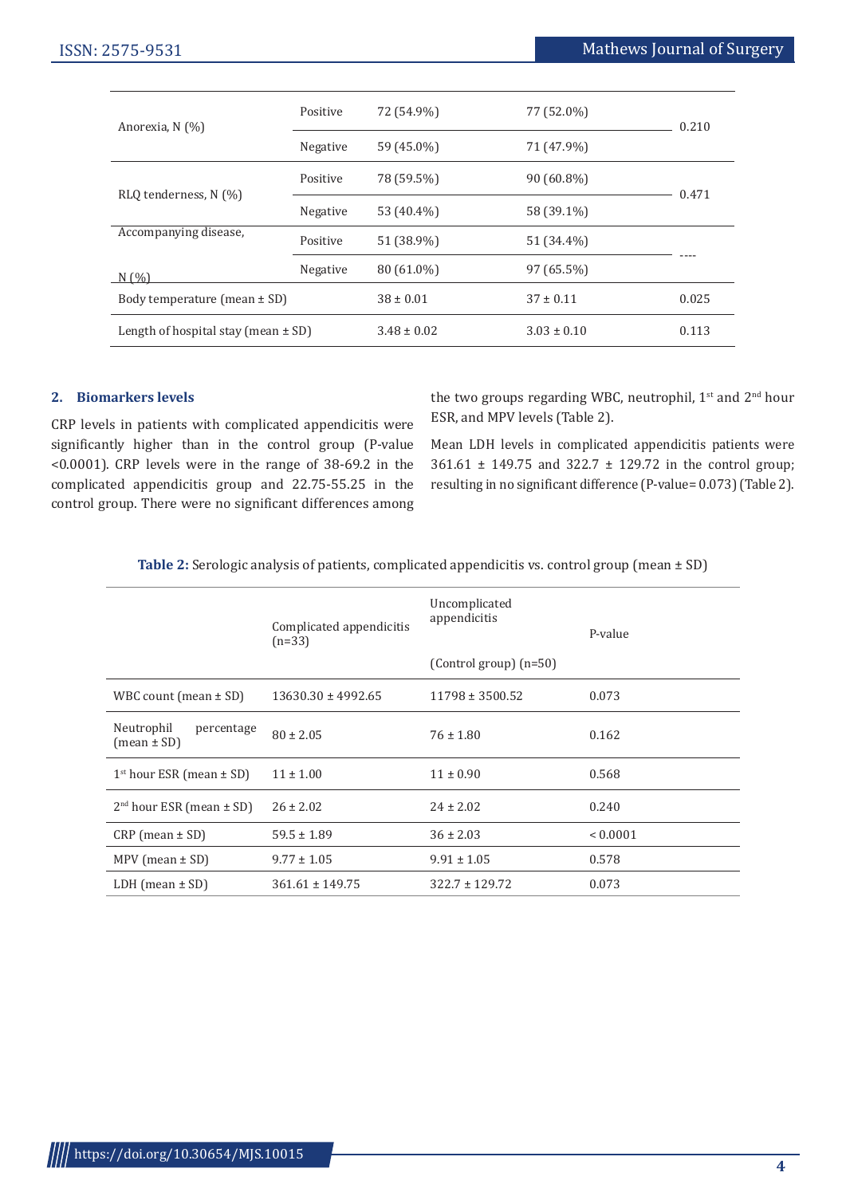| | | | | |
|---|---|---|---|---|
| Anorexia, N (%) | Positive | 72 (54.9%) | 77 (52.0%) | 0.210 |
| | Negative | 59 (45.0%) | 71 (47.9%) | |
| RLQ tenderness, N (%) | Positive | 78 (59.5%) | 90 (60.8%) | 0.471 |
| | Negative | 53 (40.4%) | 58 (39.1%) | |
| Accompanying disease, N (%) | Positive | 51 (38.9%) | 51 (34.4%) | ---- |
| | Negative | 80 (61.0%) | 97 (65.5%) | |
| Body temperature (mean ± SD) | | 38 ± 0.01 | 37 ± 0.11 | 0.025 |
| Length of hospital stay (mean ± SD) | | 3.48 ± 0.02 | 3.03 ± 0.10 | 0.113 |

## 2. Biomarkers levels

CRP levels in patients with complicated appendicitis were significantly higher than in the control group (P-value <0.0001). CRP levels were in the range of 38-69.2 in the complicated appendicitis group and 22.75-55.25 in the control group. There were no significant differences among the two groups regarding WBC, neutrophil, 1st and 2nd hour ESR, and MPV levels (Table 2).

Mean LDH levels in complicated appendicitis patients were 361.61 ± 149.75 and 322.7 ± 129.72 in the control group; resulting in no significant difference (P-value= 0.073) (Table 2).

**Table 2:** Serologic analysis of patients, complicated appendicitis vs. control group (mean ± SD)

| | Complicated appendicitis (n=33) | Uncomplicated appendicitis (Control group) (n=50) | P-value |
|---|---|---|---|
| WBC count (mean ± SD) | 13630.30 ± 4992.65 | 11798 ± 3500.52 | 0.073 |
| Neutrophil percentage (mean ± SD) | 80 ± 2.05 | 76 ± 1.80 | 0.162 |
| 1st hour ESR (mean ± SD) | 11 ± 1.00 | 11 ± 0.90 | 0.568 |
| 2nd hour ESR (mean ± SD) | 26 ± 2.02 | 24 ± 2.02 | 0.240 |
| CRP (mean ± SD) | 59.5 ± 1.89 | 36 ± 2.03 | < 0.0001 |
| MPV (mean ± SD) | 9.77 ± 1.05 | 9.91 ± 1.05 | 0.578 |
| LDH (mean ± SD) | 361.61 ± 149.75 | 322.7 ± 129.72 | 0.073 |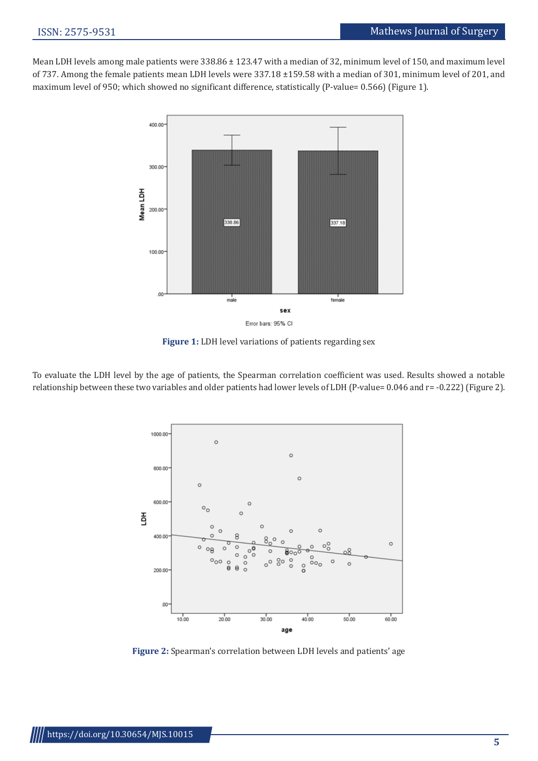Mean LDH levels among male patients were 338.86 ± 123.47 with a median of 32, minimum level of 150, and maximum level of 737. Among the female patients mean LDH levels were 337.18 ±159.58 with a median of 301, minimum level of 201, and maximum level of 950; which showed no significant difference, statistically (P-value= 0.566) (Figure 1).

**Figure 1:** LDH level variations of patients regarding sex

To evaluate the LDH level by the age of patients, the Spearman correlation coefficient was used. Results showed a notable relationship between these two variables and older patients had lower levels of LDH (P-value= 0.046 and r= -0.222) (Figure 2).

**Figure 2:** Spearman's correlation between LDH levels and patients' age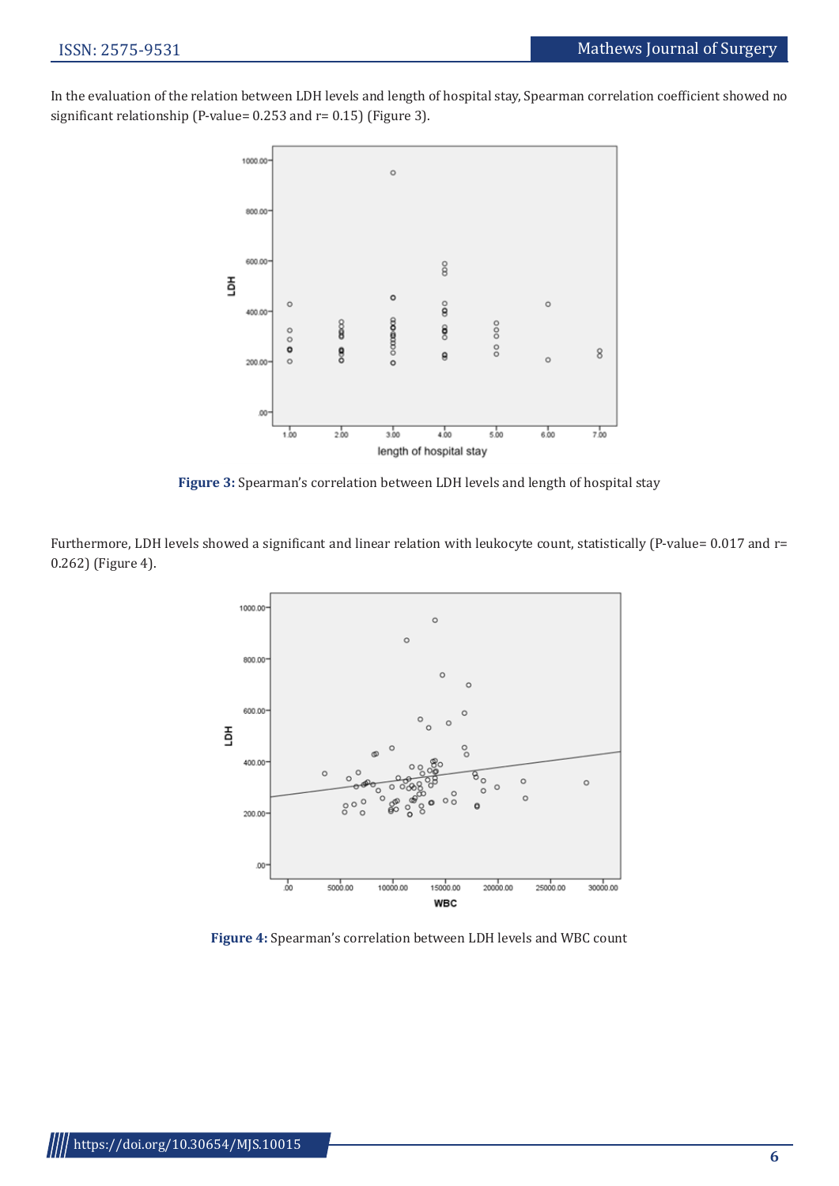In the evaluation of the relation between LDH levels and length of hospital stay, Spearman correlation coefficient showed no significant relationship (P-value= 0.253 and r= 0.15) (Figure 3).

**Figure 3:** Spearman's correlation between LDH levels and length of hospital stay

Furthermore, LDH levels showed a significant and linear relation with leukocyte count, statistically (P-value= 0.017 and r= 0.262) (Figure 4).

**Figure 4:** Spearman's correlation between LDH levels and WBC count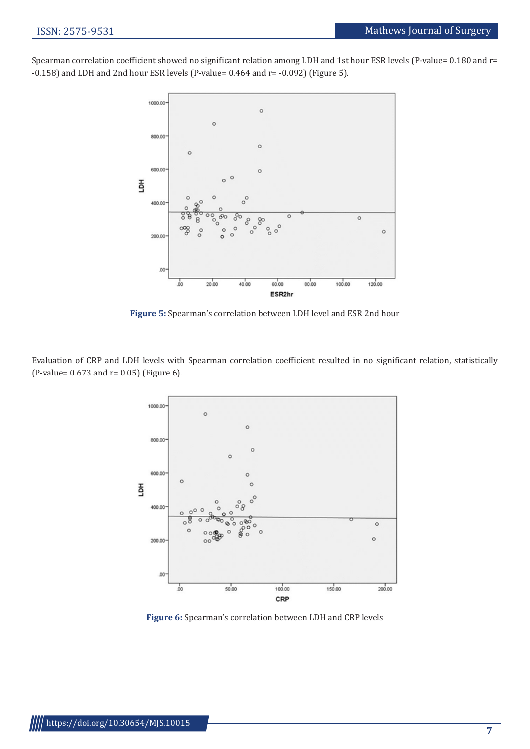Spearman correlation coefficient showed no significant relation among LDH and 1st hour ESR levels (P-value= 0.180 and r= -0.158) and LDH and 2nd hour ESR levels (P-value= 0.464 and r= -0.092) (Figure 5).

**Figure 5:** Spearman's correlation between LDH level and ESR 2nd hour

Evaluation of CRP and LDH levels with Spearman correlation coefficient resulted in no significant relation, statistically (P-value= 0.673 and r= 0.05) (Figure 6).

**Figure 6:** Spearman's correlation between LDH and CRP levels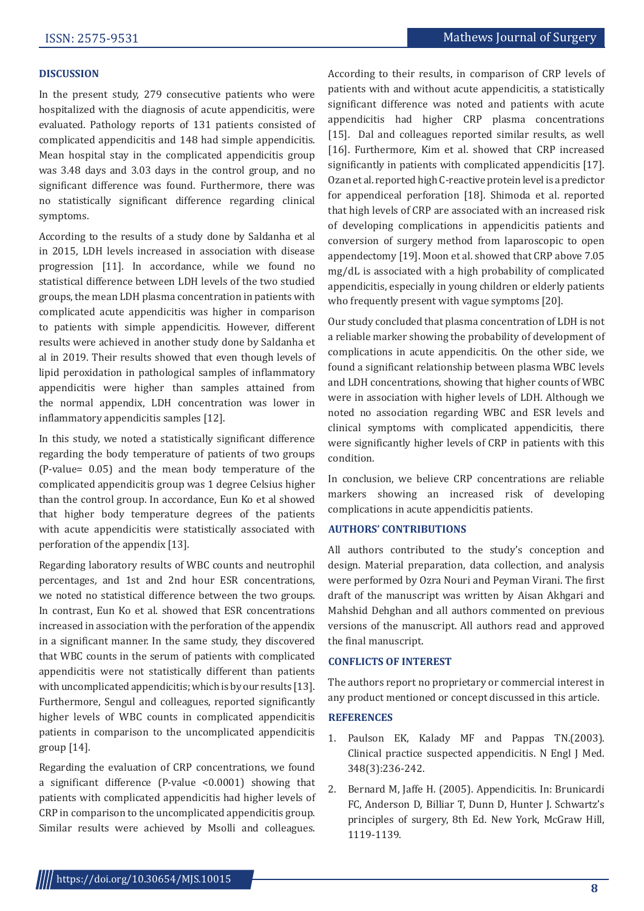## DISCUSSION

In the present study, 279 consecutive patients who were hospitalized with the diagnosis of acute appendicitis, were evaluated. Pathology reports of 131 patients consisted of complicated appendicitis and 148 had simple appendicitis. Mean hospital stay in the complicated appendicitis group was 3.48 days and 3.03 days in the control group, and no significant difference was found. Furthermore, there was no statistically significant difference regarding clinical symptoms.

According to the results of a study done by Saldanha et al in 2015, LDH levels increased in association with disease progression [11]. In accordance, while we found no statistical difference between LDH levels of the two studied groups, the mean LDH plasma concentration in patients with complicated acute appendicitis was higher in comparison to patients with simple appendicitis. However, different results were achieved in another study done by Saldanha et al in 2019. Their results showed that even though levels of lipid peroxidation in pathological samples of inflammatory appendicitis were higher than samples attained from the normal appendix, LDH concentration was lower in inflammatory appendicitis samples [12].

In this study, we noted a statistically significant difference regarding the body temperature of patients of two groups (P-value= 0.05) and the mean body temperature of the complicated appendicitis group was 1 degree Celsius higher than the control group. In accordance, Eun Ko et al showed that higher body temperature degrees of the patients with acute appendicitis were statistically associated with perforation of the appendix [13].

Regarding laboratory results of WBC counts and neutrophil percentages, and 1st and 2nd hour ESR concentrations, we noted no statistical difference between the two groups. In contrast, Eun Ko et al. showed that ESR concentrations increased in association with the perforation of the appendix in a significant manner. In the same study, they discovered that WBC counts in the serum of patients with complicated appendicitis were not statistically different than patients with uncomplicated appendicitis; which is by our results [13]. Furthermore, Sengul and colleagues, reported significantly higher levels of WBC counts in complicated appendicitis patients in comparison to the uncomplicated appendicitis group [14].

Regarding the evaluation of CRP concentrations, we found a significant difference (P-value <0.0001) showing that patients with complicated appendicitis had higher levels of CRP in comparison to the uncomplicated appendicitis group. Similar results were achieved by Msolli and colleagues. According to their results, in comparison of CRP levels of patients with and without acute appendicitis, a statistically significant difference was noted and patients with acute appendicitis had higher CRP plasma concentrations [15]. Dal and colleagues reported similar results, as well [16]. Furthermore, Kim et al. showed that CRP increased significantly in patients with complicated appendicitis [17]. Ozan et al. reported high C-reactive protein level is a predictor for appendiceal perforation [18]. Shimoda et al. reported that high levels of CRP are associated with an increased risk of developing complications in appendicitis patients and conversion of surgery method from laparoscopic to open appendectomy [19]. Moon et al. showed that CRP above 7.05 mg/dL is associated with a high probability of complicated appendicitis, especially in young children or elderly patients who frequently present with vague symptoms [20].

Our study concluded that plasma concentration of LDH is not a reliable marker showing the probability of development of complications in acute appendicitis. On the other side, we found a significant relationship between plasma WBC levels and LDH concentrations, showing that higher counts of WBC were in association with higher levels of LDH. Although we noted no association regarding WBC and ESR levels and clinical symptoms with complicated appendicitis, there were significantly higher levels of CRP in patients with this condition.

In conclusion, we believe CRP concentrations are reliable markers showing an increased risk of developing complications in acute appendicitis patients.

## AUTHORS' CONTRIBUTIONS

All authors contributed to the study's conception and design. Material preparation, data collection, and analysis were performed by Ozra Nouri and Peyman Virani. The first draft of the manuscript was written by Aisan Akhgari and Mahshid Dehghan and all authors commented on previous versions of the manuscript. All authors read and approved the final manuscript.

## CONFLICTS OF INTEREST

The authors report no proprietary or commercial interest in any product mentioned or concept discussed in this article.

## REFERENCES

1. Paulson EK, Kalady MF and Pappas TN.(2003). Clinical practice suspected appendicitis. N Engl J Med. 348(3):236-242.
2. Bernard M, Jaffe H. (2005). Appendicitis. In: Brunicardi FC, Anderson D, Billiar T, Dunn D, Hunter J. Schwartz's principles of surgery, 8th Ed. New York, McGraw Hill, 1119-1139.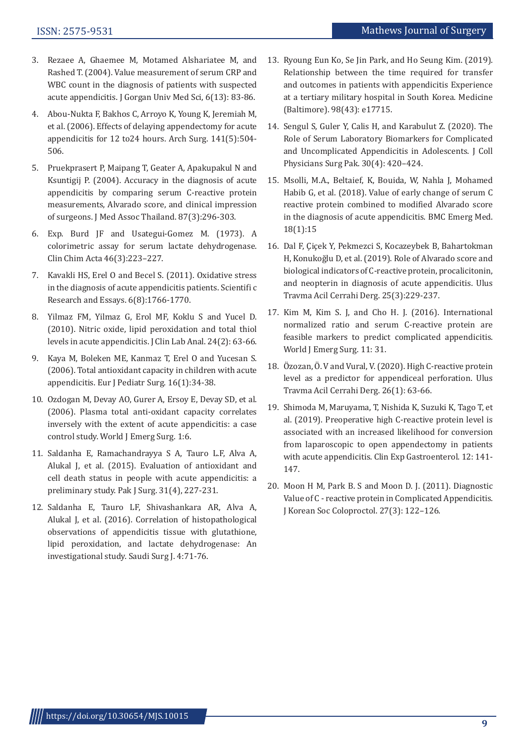3. Rezaee A, Ghaemee M, Motamed Alshariatee M, and Rashed T. (2004). Value measurement of serum CRP and WBC count in the diagnosis of patients with suspected acute appendicitis. J Gorgan Univ Med Sci, 6(13): 83-86.

4. Abou-Nukta F, Bakhos C, Arroyo K, Young K, Jeremiah M, et al. (2006). Effects of delaying appendectomy for acute appendicitis for 12 to24 hours. Arch Surg. 141(5):504-506.

5. Pruekprasert P, Maipang T, Geater A, Apakupakul N and Ksuntigij P. (2004). Accuracy in the diagnosis of acute appendicitis by comparing serum C-reactive protein measurements, Alvarado score, and clinical impression of surgeons. J Med Assoc Thailand. 87(3):296-303.

6. Exp. Burd JF and Usategui-Gomez M. (1973). A colorimetric assay for serum lactate dehydrogenase. Clin Chim Acta 46(3):223–227.

7. Kavakli HS, Erel O and Becel S. (2011). Oxidative stress in the diagnosis of acute appendicitis patients. Scientifi c Research and Essays. 6(8):1766-1770.

8. Yilmaz FM, Yilmaz G, Erol MF, Koklu S and Yucel D. (2010). Nitric oxide, lipid peroxidation and total thiol levels in acute appendicitis. J Clin Lab Anal. 24(2): 63-66.

9. Kaya M, Boleken ME, Kanmaz T, Erel O and Yucesan S. (2006). Total antioxidant capacity in children with acute appendicitis. Eur J Pediatr Surg. 16(1):34-38.

10. Ozdogan M, Devay AO, Gurer A, Ersoy E, Devay SD, et al. (2006). Plasma total anti-oxidant capacity correlates inversely with the extent of acute appendicitis: a case control study. World J Emerg Surg. 1:6.

11. Saldanha E, Ramachandrayya S A, Tauro L.F, Alva A, Alukal J, et al. (2015). Evaluation of antioxidant and cell death status in people with acute appendicitis: a preliminary study. Pak J Surg. 31(4), 227-231.

12. Saldanha E, Tauro LF, Shivashankara AR, Alva A, Alukal J, et al. (2016). Correlation of histopathological observations of appendicitis tissue with glutathione, lipid peroxidation, and lactate dehydrogenase: An investigational study. Saudi Surg J. 4:71-76.

13. Ryoung Eun Ko, Se Jin Park, and Ho Seung Kim. (2019). Relationship between the time required for transfer and outcomes in patients with appendicitis Experience at a tertiary military hospital in South Korea. Medicine (Baltimore). 98(43): e17715.

14. Sengul S, Guler Y, Calis H, and Karabulut Z. (2020). The Role of Serum Laboratory Biomarkers for Complicated and Uncomplicated Appendicitis in Adolescents. J Coll Physicians Surg Pak. 30(4): 420–424.

15. Msolli, M.A., Beltaief, K, Bouida, W, Nahla J, Mohamed Habib G, et al. (2018). Value of early change of serum C reactive protein combined to modified Alvarado score in the diagnosis of acute appendicitis. BMC Emerg Med. 18(1):15

16. Dal F, Çiçek Y, Pekmezci S, Kocazeybek B, Bahartokman H, Konukoğlu D, et al. (2019). Role of Alvarado score and biological indicators of C-reactive protein, procalicitonin, and neopterin in diagnosis of acute appendicitis. Ulus Travma Acil Cerrahi Derg. 25(3):229-237.

17. Kim M, Kim S. J, and Cho H. J. (2016). International normalized ratio and serum C-reactive protein are feasible markers to predict complicated appendicitis. World J Emerg Surg. 11: 31.

18. Özozan, Ö. V and Vural, V. (2020). High C-reactive protein level as a predictor for appendiceal perforation. Ulus Travma Acil Cerrahi Derg. 26(1): 63-66.

19. Shimoda M, Maruyama, T, Nishida K, Suzuki K, Tago T, et al. (2019). Preoperative high C-reactive protein level is associated with an increased likelihood for conversion from laparoscopic to open appendectomy in patients with acute appendicitis. Clin Exp Gastroenterol. 12: 141-147.

20. Moon H M, Park B. S and Moon D. J. (2011). Diagnostic Value of C - reactive protein in Complicated Appendicitis. J Korean Soc Coloproctol. 27(3): 122–126.